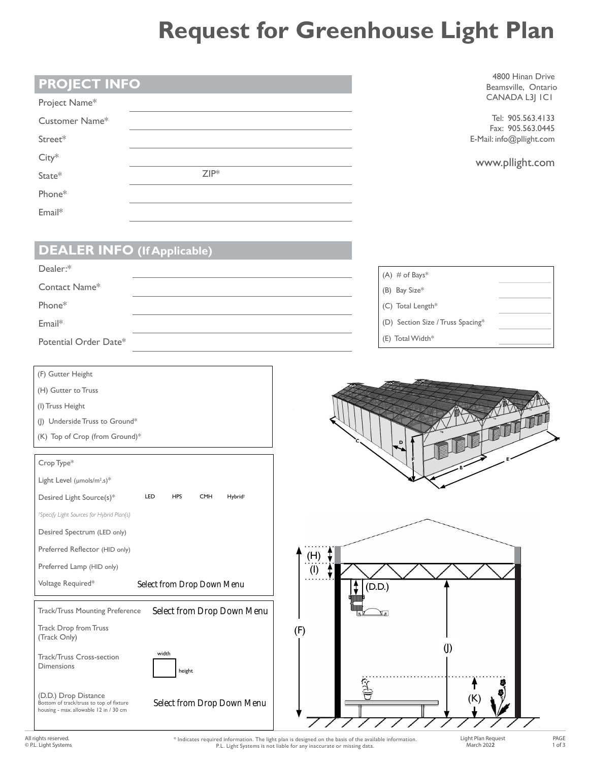# Request for Greenhouse Light Plan

4800 Hinan Drive
Beamsville, Ontario
CANADA L3J 1C1

Tel: 905.563.4133
Fax: 905.563.0445
E-Mail: info@pllight.com

www.pllight.com

## PROJECT INFO

Project Name*

Customer Name*

Street*

City*

State* ZIP*

Phone*

Email*

## DEALER INFO (If Applicable)

Dealer:*

Contact Name*

Phone*

Email*

Potential Order Date*

(A) # of Bays*

(B) Bay Size*

(C) Total Length*

(D) Section Size / Truss Spacing*

(E) Total Width*

(F) Gutter Height

(H) Gutter to Truss

(I) Truss Height

(J) Underside Truss to Ground*

(K) Top of Crop (from Ground)*

Crop Type*

Light Level (μmols/m².s)*

Desired Light Source(s)* LED HPS CMH Hybrid†

*†Specify Light Sources for Hybrid Plan(s)*

Desired Spectrum (LED only)

Preferred Reflector (HID only)

Preferred Lamp (HID only)

Voltage Required* Select from Drop Down Menu

Track/Truss Mounting Preference Select from Drop Down Menu

Track Drop from Truss (Track Only)

Track/Truss Cross-section Dimensions width height

(D.D.) Drop Distance
Bottom of track/truss to top of fixture housing - max. allowable 12 in / 30 cm
Select from Drop Down Menu

All rights reserved.
© P.L. Light Systems

* Indicates required information. The light plan is designed on the basis of the available information. P.L. Light Systems is not liable for any inaccurate or missing data.

Light Plan Request
March 2022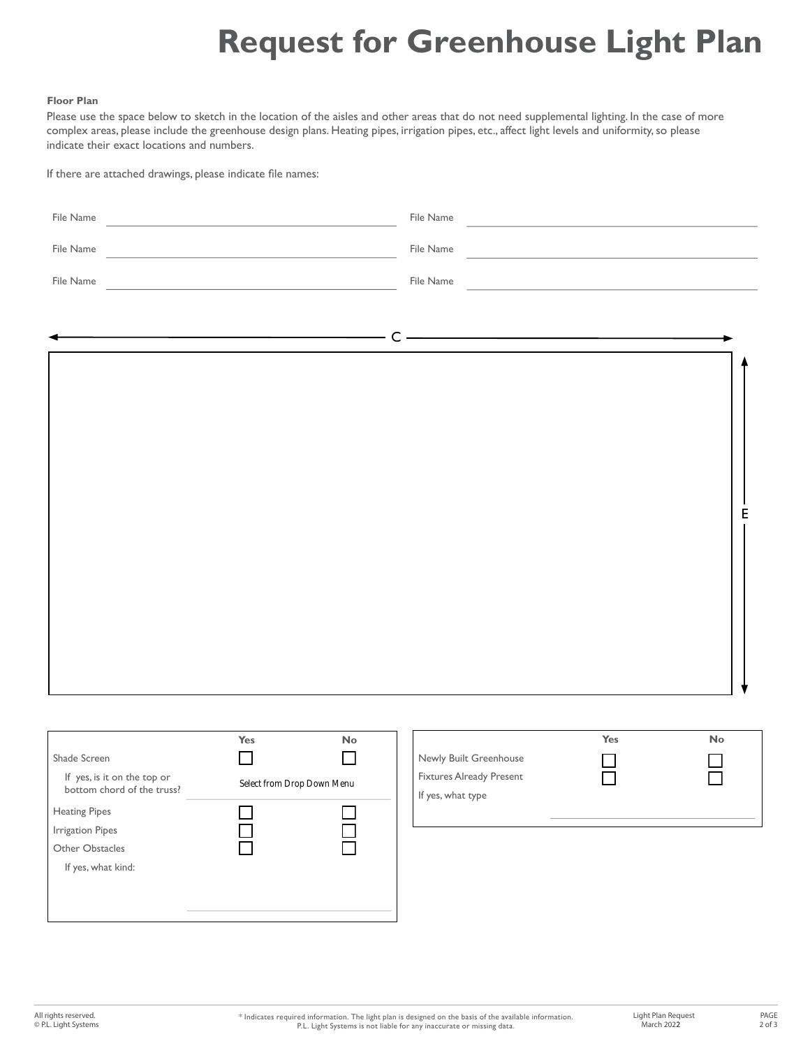# Request for Greenhouse Light Plan

**Floor Plan**

Please use the space below to sketch in the location of the aisles and other areas that do not need supplemental lighting. In the case of more complex areas, please include the greenhouse design plans. Heating pipes, irrigation pipes, etc., affect light levels and uniformity, so please indicate their exact locations and numbers.

If there are attached drawings, please indicate file names:

| | | | |
|---|---|---|---|
| File Name | | File Name | |
| File Name | | File Name | |
| File Name | | File Name | |

C

E

| | Yes | No |
|---|---|---|
| Shade Screen | ☐ | ☐ |
| If yes, is it on the top or bottom chord of the truss? | Select from Drop Down Menu | |
| Heating Pipes | ☐ | ☐ |
| Irrigation Pipes | ☐ | ☐ |
| Other Obstacles | ☐ | ☐ |
| If yes, what kind: | | |

| | Yes | No |
|---|---|---|
| Newly Built Greenhouse | ☐ | ☐ |
| Fixtures Already Present | ☐ | ☐ |
| If yes, what type | | |

All rights reserved.
© P.L. Light Systems

* Indicates required information. The light plan is designed on the basis of the available information. P.L. Light Systems is not liable for any inaccurate or missing data.

Light Plan Request
March 2022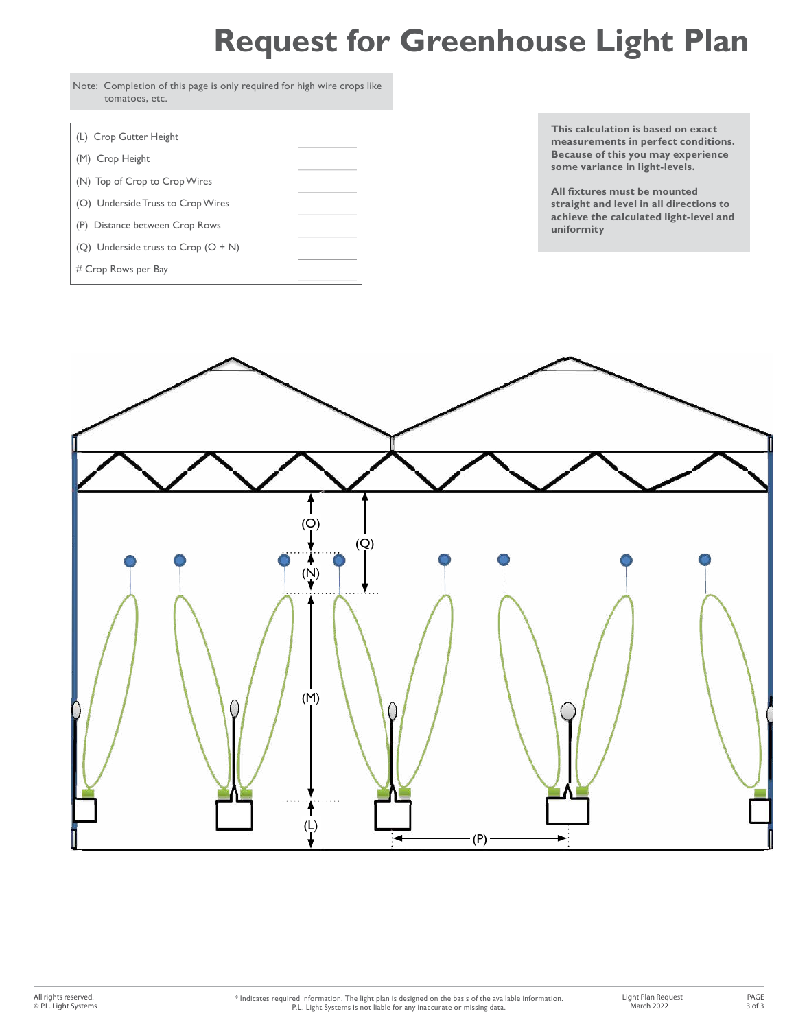# Request for Greenhouse Light Plan

Note: Completion of this page is only required for high wire crops like tomatoes, etc.

| | |
|---|---|
| (L) Crop Gutter Height | |
| (M) Crop Height | |
| (N) Top of Crop to Crop Wires | |
| (O) Underside Truss to Crop Wires | |
| (P) Distance between Crop Rows | |
| (Q) Underside truss to Crop (O + N) | |
| # Crop Rows per Bay | |

**This calculation is based on exact measurements in perfect conditions. Because of this you may experience some variance in light-levels.**

**All fixtures must be mounted straight and level in all directions to achieve the calculated light-level and uniformity**

(O)

(Q)

(N)

(M)

(L)

(P)

All rights reserved.
© P.L. Light Systems

\* Indicates required information. The light plan is designed on the basis of the available information. P.L. Light Systems is not liable for any inaccurate or missing data.

Light Plan Request
March 2022